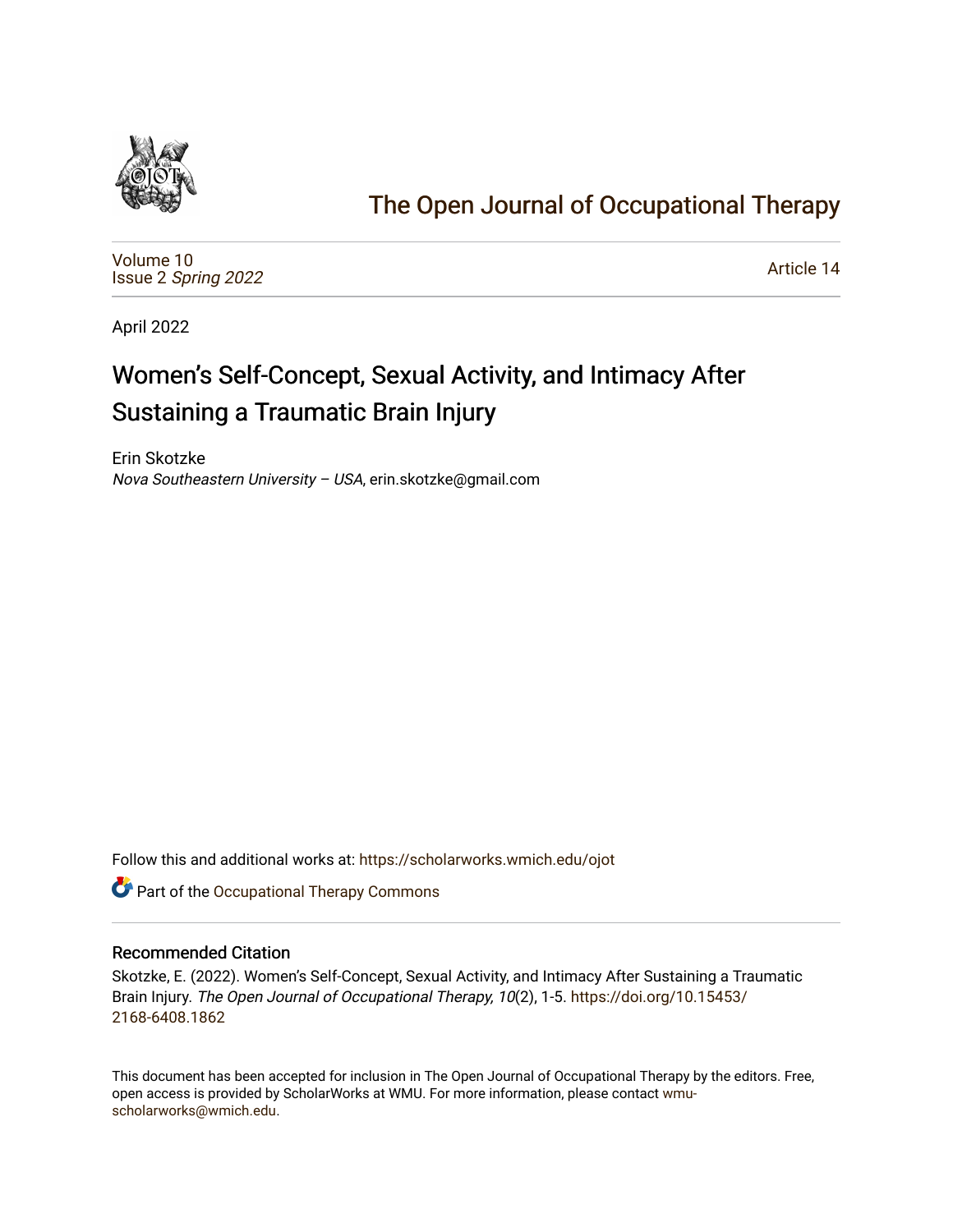# The Open Journal of Occupational Therapy

Volume 10
Issue 2 *Spring 2022*

Article 14

April 2022

## Women's Self-Concept, Sexual Activity, and Intimacy After Sustaining a Traumatic Brain Injury

Erin Skotzke
*Nova Southeastern University – USA*, erin.skotzke@gmail.com

Follow this and additional works at: https://scholarworks.wmich.edu/ojot

Part of the Occupational Therapy Commons

### Recommended Citation

Skotzke, E. (2022). Women's Self-Concept, Sexual Activity, and Intimacy After Sustaining a Traumatic Brain Injury. *The Open Journal of Occupational Therapy, 10*(2), 1-5. https://doi.org/10.15453/2168-6408.1862

This document has been accepted for inclusion in The Open Journal of Occupational Therapy by the editors. Free, open access is provided by ScholarWorks at WMU. For more information, please contact wmu-scholarworks@wmich.edu.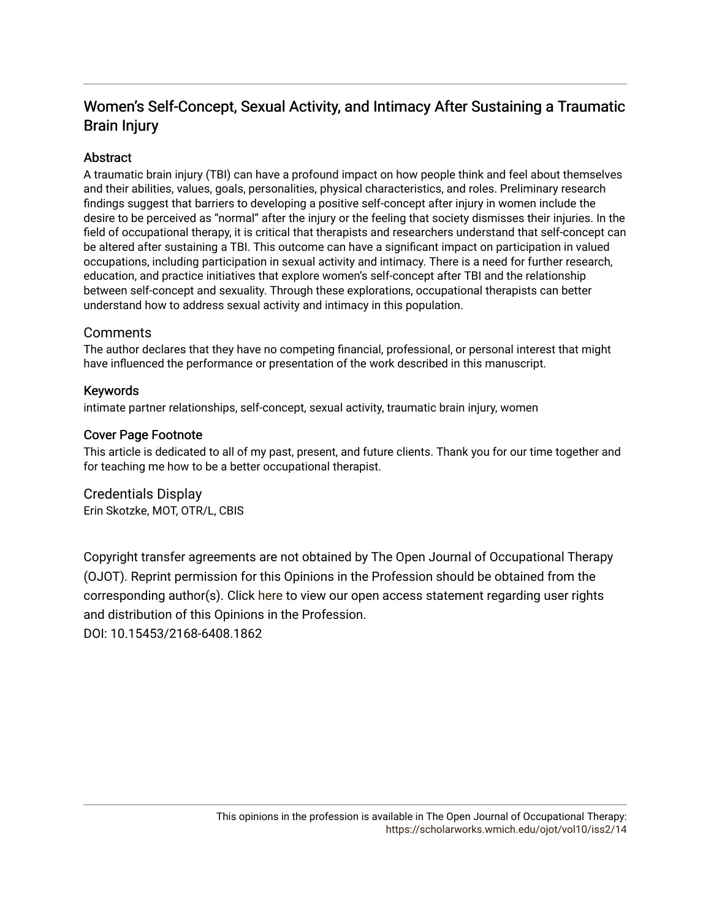# Women's Self-Concept, Sexual Activity, and Intimacy After Sustaining a Traumatic Brain Injury

## Abstract

A traumatic brain injury (TBI) can have a profound impact on how people think and feel about themselves and their abilities, values, goals, personalities, physical characteristics, and roles. Preliminary research findings suggest that barriers to developing a positive self-concept after injury in women include the desire to be perceived as "normal" after the injury or the feeling that society dismisses their injuries. In the field of occupational therapy, it is critical that therapists and researchers understand that self-concept can be altered after sustaining a TBI. This outcome can have a significant impact on participation in valued occupations, including participation in sexual activity and intimacy. There is a need for further research, education, and practice initiatives that explore women's self-concept after TBI and the relationship between self-concept and sexuality. Through these explorations, occupational therapists can better understand how to address sexual activity and intimacy in this population.

## Comments

The author declares that they have no competing financial, professional, or personal interest that might have influenced the performance or presentation of the work described in this manuscript.

## Keywords

intimate partner relationships, self-concept, sexual activity, traumatic brain injury, women

## Cover Page Footnote

This article is dedicated to all of my past, present, and future clients. Thank you for our time together and for teaching me how to be a better occupational therapist.

## Credentials Display

Erin Skotzke, MOT, OTR/L, CBIS

Copyright transfer agreements are not obtained by The Open Journal of Occupational Therapy (OJOT). Reprint permission for this Opinions in the Profession should be obtained from the corresponding author(s). Click here to view our open access statement regarding user rights and distribution of this Opinions in the Profession.

DOI: 10.15453/2168-6408.1862

This opinions in the profession is available in The Open Journal of Occupational Therapy: https://scholarworks.wmich.edu/ojot/vol10/iss2/14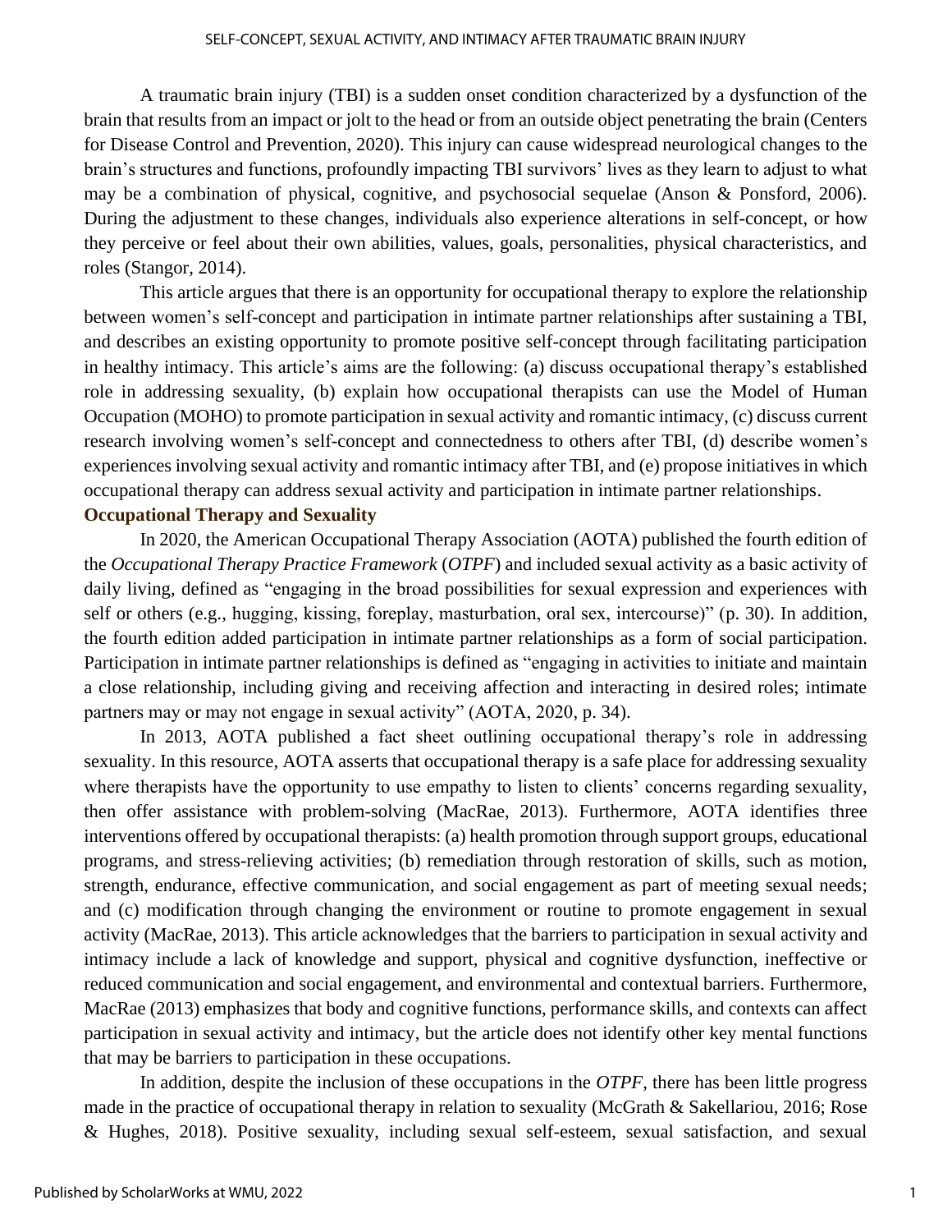A traumatic brain injury (TBI) is a sudden onset condition characterized by a dysfunction of the brain that results from an impact or jolt to the head or from an outside object penetrating the brain (Centers for Disease Control and Prevention, 2020). This injury can cause widespread neurological changes to the brain's structures and functions, profoundly impacting TBI survivors' lives as they learn to adjust to what may be a combination of physical, cognitive, and psychosocial sequelae (Anson & Ponsford, 2006). During the adjustment to these changes, individuals also experience alterations in self-concept, or how they perceive or feel about their own abilities, values, goals, personalities, physical characteristics, and roles (Stangor, 2014).

This article argues that there is an opportunity for occupational therapy to explore the relationship between women's self-concept and participation in intimate partner relationships after sustaining a TBI, and describes an existing opportunity to promote positive self-concept through facilitating participation in healthy intimacy. This article's aims are the following: (a) discuss occupational therapy's established role in addressing sexuality, (b) explain how occupational therapists can use the Model of Human Occupation (MOHO) to promote participation in sexual activity and romantic intimacy, (c) discuss current research involving women's self-concept and connectedness to others after TBI, (d) describe women's experiences involving sexual activity and romantic intimacy after TBI, and (e) propose initiatives in which occupational therapy can address sexual activity and participation in intimate partner relationships.

## Occupational Therapy and Sexuality

In 2020, the American Occupational Therapy Association (AOTA) published the fourth edition of the *Occupational Therapy Practice Framework* (*OTPF*) and included sexual activity as a basic activity of daily living, defined as "engaging in the broad possibilities for sexual expression and experiences with self or others (e.g., hugging, kissing, foreplay, masturbation, oral sex, intercourse)" (p. 30). In addition, the fourth edition added participation in intimate partner relationships as a form of social participation. Participation in intimate partner relationships is defined as "engaging in activities to initiate and maintain a close relationship, including giving and receiving affection and interacting in desired roles; intimate partners may or may not engage in sexual activity" (AOTA, 2020, p. 34).

In 2013, AOTA published a fact sheet outlining occupational therapy's role in addressing sexuality. In this resource, AOTA asserts that occupational therapy is a safe place for addressing sexuality where therapists have the opportunity to use empathy to listen to clients' concerns regarding sexuality, then offer assistance with problem-solving (MacRae, 2013). Furthermore, AOTA identifies three interventions offered by occupational therapists: (a) health promotion through support groups, educational programs, and stress-relieving activities; (b) remediation through restoration of skills, such as motion, strength, endurance, effective communication, and social engagement as part of meeting sexual needs; and (c) modification through changing the environment or routine to promote engagement in sexual activity (MacRae, 2013). This article acknowledges that the barriers to participation in sexual activity and intimacy include a lack of knowledge and support, physical and cognitive dysfunction, ineffective or reduced communication and social engagement, and environmental and contextual barriers. Furthermore, MacRae (2013) emphasizes that body and cognitive functions, performance skills, and contexts can affect participation in sexual activity and intimacy, but the article does not identify other key mental functions that may be barriers to participation in these occupations.

In addition, despite the inclusion of these occupations in the *OTPF*, there has been little progress made in the practice of occupational therapy in relation to sexuality (McGrath & Sakellariou, 2016; Rose & Hughes, 2018). Positive sexuality, including sexual self-esteem, sexual satisfaction, and sexual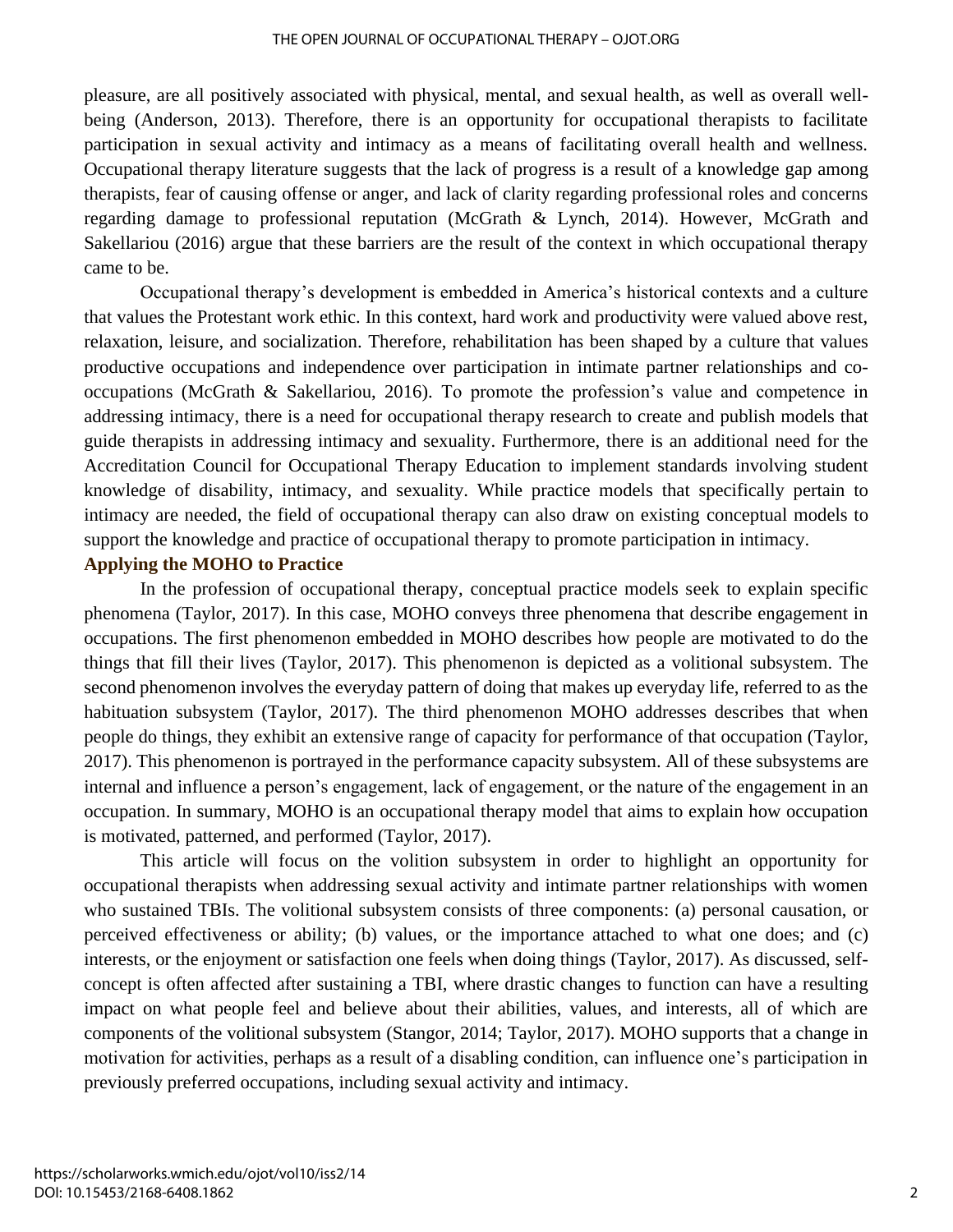pleasure, are all positively associated with physical, mental, and sexual health, as well as overall well-being (Anderson, 2013). Therefore, there is an opportunity for occupational therapists to facilitate participation in sexual activity and intimacy as a means of facilitating overall health and wellness. Occupational therapy literature suggests that the lack of progress is a result of a knowledge gap among therapists, fear of causing offense or anger, and lack of clarity regarding professional roles and concerns regarding damage to professional reputation (McGrath & Lynch, 2014). However, McGrath and Sakellariou (2016) argue that these barriers are the result of the context in which occupational therapy came to be.

Occupational therapy's development is embedded in America's historical contexts and a culture that values the Protestant work ethic. In this context, hard work and productivity were valued above rest, relaxation, leisure, and socialization. Therefore, rehabilitation has been shaped by a culture that values productive occupations and independence over participation in intimate partner relationships and co-occupations (McGrath & Sakellariou, 2016). To promote the profession's value and competence in addressing intimacy, there is a need for occupational therapy research to create and publish models that guide therapists in addressing intimacy and sexuality. Furthermore, there is an additional need for the Accreditation Council for Occupational Therapy Education to implement standards involving student knowledge of disability, intimacy, and sexuality. While practice models that specifically pertain to intimacy are needed, the field of occupational therapy can also draw on existing conceptual models to support the knowledge and practice of occupational therapy to promote participation in intimacy.

## Applying the MOHO to Practice

In the profession of occupational therapy, conceptual practice models seek to explain specific phenomena (Taylor, 2017). In this case, MOHO conveys three phenomena that describe engagement in occupations. The first phenomenon embedded in MOHO describes how people are motivated to do the things that fill their lives (Taylor, 2017). This phenomenon is depicted as a volitional subsystem. The second phenomenon involves the everyday pattern of doing that makes up everyday life, referred to as the habituation subsystem (Taylor, 2017). The third phenomenon MOHO addresses describes that when people do things, they exhibit an extensive range of capacity for performance of that occupation (Taylor, 2017). This phenomenon is portrayed in the performance capacity subsystem. All of these subsystems are internal and influence a person's engagement, lack of engagement, or the nature of the engagement in an occupation. In summary, MOHO is an occupational therapy model that aims to explain how occupation is motivated, patterned, and performed (Taylor, 2017).

This article will focus on the volition subsystem in order to highlight an opportunity for occupational therapists when addressing sexual activity and intimate partner relationships with women who sustained TBIs. The volitional subsystem consists of three components: (a) personal causation, or perceived effectiveness or ability; (b) values, or the importance attached to what one does; and (c) interests, or the enjoyment or satisfaction one feels when doing things (Taylor, 2017). As discussed, self-concept is often affected after sustaining a TBI, where drastic changes to function can have a resulting impact on what people feel and believe about their abilities, values, and interests, all of which are components of the volitional subsystem (Stangor, 2014; Taylor, 2017). MOHO supports that a change in motivation for activities, perhaps as a result of a disabling condition, can influence one's participation in previously preferred occupations, including sexual activity and intimacy.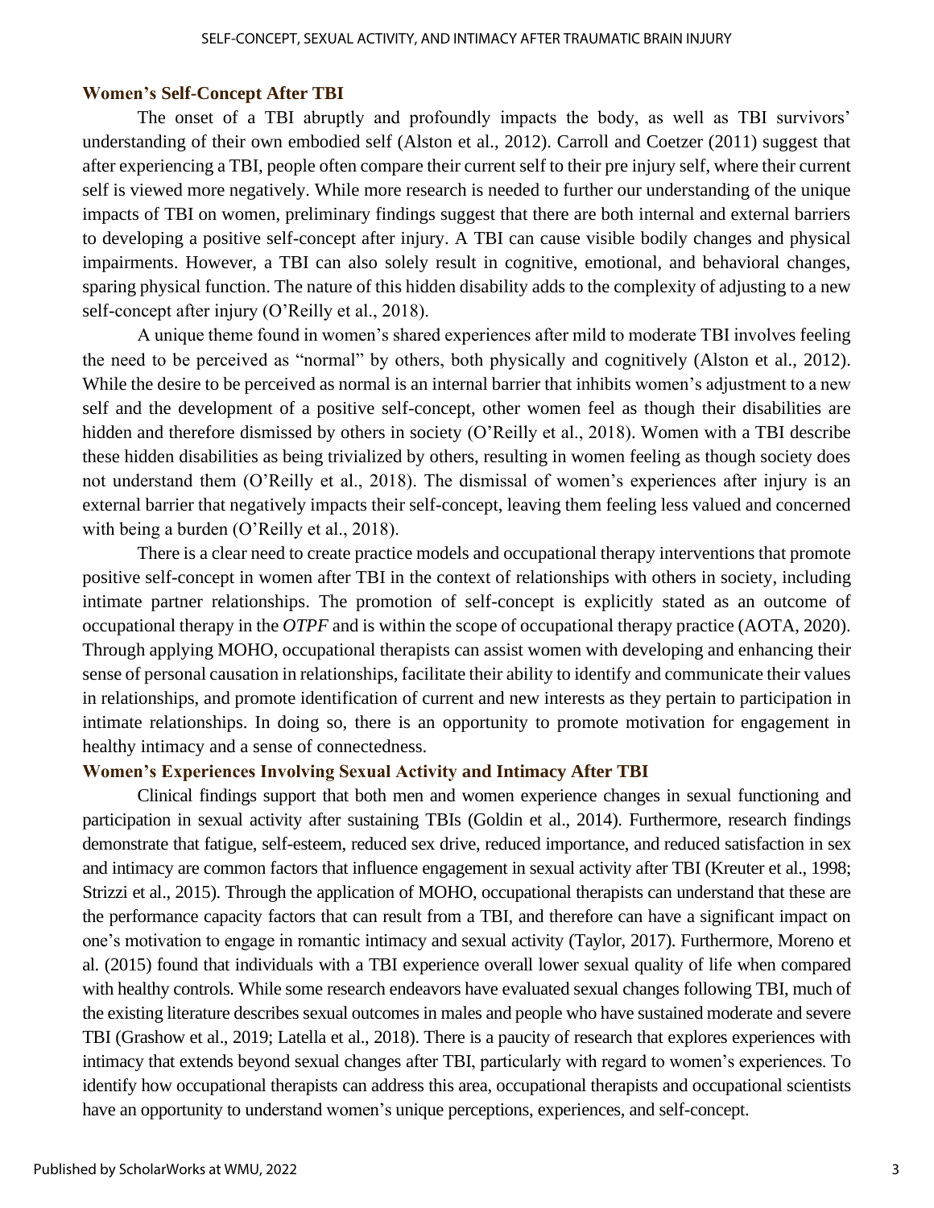## Women's Self-Concept After TBI

The onset of a TBI abruptly and profoundly impacts the body, as well as TBI survivors' understanding of their own embodied self (Alston et al., 2012). Carroll and Coetzer (2011) suggest that after experiencing a TBI, people often compare their current self to their pre injury self, where their current self is viewed more negatively. While more research is needed to further our understanding of the unique impacts of TBI on women, preliminary findings suggest that there are both internal and external barriers to developing a positive self-concept after injury. A TBI can cause visible bodily changes and physical impairments. However, a TBI can also solely result in cognitive, emotional, and behavioral changes, sparing physical function. The nature of this hidden disability adds to the complexity of adjusting to a new self-concept after injury (O'Reilly et al., 2018).

A unique theme found in women's shared experiences after mild to moderate TBI involves feeling the need to be perceived as "normal" by others, both physically and cognitively (Alston et al., 2012). While the desire to be perceived as normal is an internal barrier that inhibits women's adjustment to a new self and the development of a positive self-concept, other women feel as though their disabilities are hidden and therefore dismissed by others in society (O'Reilly et al., 2018). Women with a TBI describe these hidden disabilities as being trivialized by others, resulting in women feeling as though society does not understand them (O'Reilly et al., 2018). The dismissal of women's experiences after injury is an external barrier that negatively impacts their self-concept, leaving them feeling less valued and concerned with being a burden (O'Reilly et al., 2018).

There is a clear need to create practice models and occupational therapy interventions that promote positive self-concept in women after TBI in the context of relationships with others in society, including intimate partner relationships. The promotion of self-concept is explicitly stated as an outcome of occupational therapy in the *OTPF* and is within the scope of occupational therapy practice (AOTA, 2020). Through applying MOHO, occupational therapists can assist women with developing and enhancing their sense of personal causation in relationships, facilitate their ability to identify and communicate their values in relationships, and promote identification of current and new interests as they pertain to participation in intimate relationships. In doing so, there is an opportunity to promote motivation for engagement in healthy intimacy and a sense of connectedness.

## Women's Experiences Involving Sexual Activity and Intimacy After TBI

Clinical findings support that both men and women experience changes in sexual functioning and participation in sexual activity after sustaining TBIs (Goldin et al., 2014). Furthermore, research findings demonstrate that fatigue, self-esteem, reduced sex drive, reduced importance, and reduced satisfaction in sex and intimacy are common factors that influence engagement in sexual activity after TBI (Kreuter et al., 1998; Strizzi et al., 2015). Through the application of MOHO, occupational therapists can understand that these are the performance capacity factors that can result from a TBI, and therefore can have a significant impact on one's motivation to engage in romantic intimacy and sexual activity (Taylor, 2017). Furthermore, Moreno et al. (2015) found that individuals with a TBI experience overall lower sexual quality of life when compared with healthy controls. While some research endeavors have evaluated sexual changes following TBI, much of the existing literature describes sexual outcomes in males and people who have sustained moderate and severe TBI (Grashow et al., 2019; Latella et al., 2018). There is a paucity of research that explores experiences with intimacy that extends beyond sexual changes after TBI, particularly with regard to women's experiences. To identify how occupational therapists can address this area, occupational therapists and occupational scientists have an opportunity to understand women's unique perceptions, experiences, and self-concept.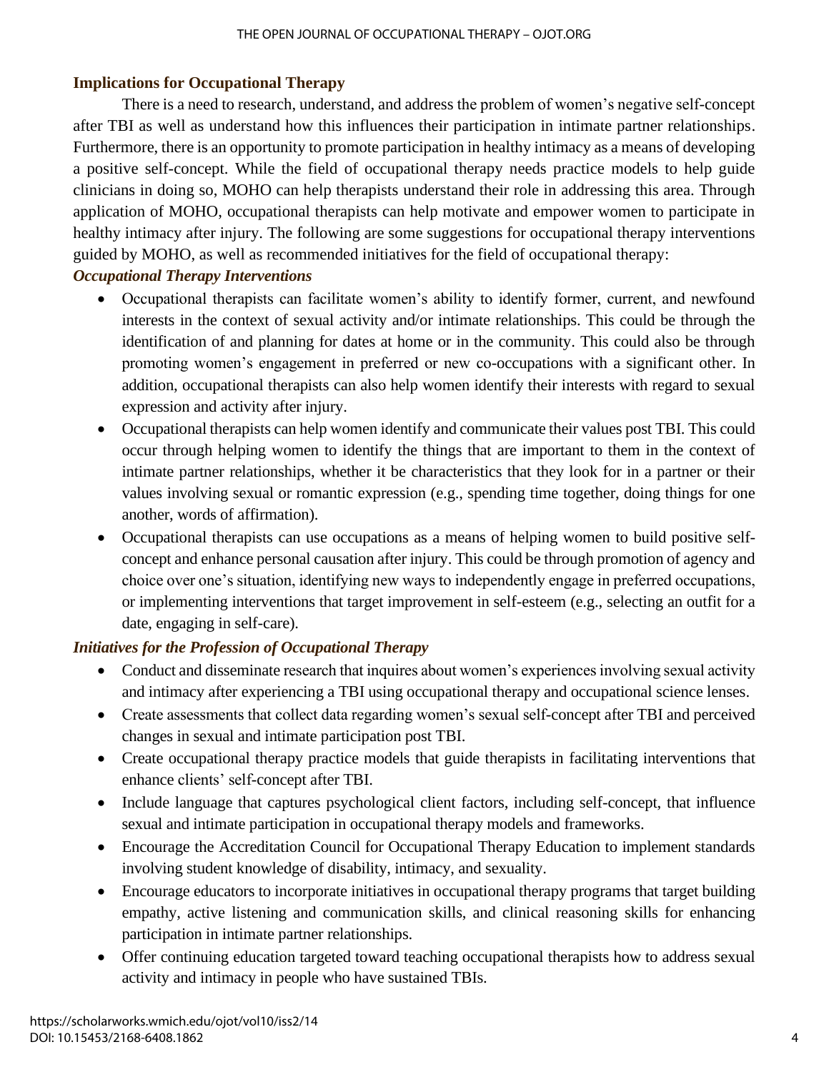## Implications for Occupational Therapy

There is a need to research, understand, and address the problem of women's negative self-concept after TBI as well as understand how this influences their participation in intimate partner relationships. Furthermore, there is an opportunity to promote participation in healthy intimacy as a means of developing a positive self-concept. While the field of occupational therapy needs practice models to help guide clinicians in doing so, MOHO can help therapists understand their role in addressing this area. Through application of MOHO, occupational therapists can help motivate and empower women to participate in healthy intimacy after injury. The following are some suggestions for occupational therapy interventions guided by MOHO, as well as recommended initiatives for the field of occupational therapy:

### *Occupational Therapy Interventions*

- Occupational therapists can facilitate women's ability to identify former, current, and newfound interests in the context of sexual activity and/or intimate relationships. This could be through the identification of and planning for dates at home or in the community. This could also be through promoting women's engagement in preferred or new co-occupations with a significant other. In addition, occupational therapists can also help women identify their interests with regard to sexual expression and activity after injury.
- Occupational therapists can help women identify and communicate their values post TBI. This could occur through helping women to identify the things that are important to them in the context of intimate partner relationships, whether it be characteristics that they look for in a partner or their values involving sexual or romantic expression (e.g., spending time together, doing things for one another, words of affirmation).
- Occupational therapists can use occupations as a means of helping women to build positive self-concept and enhance personal causation after injury. This could be through promotion of agency and choice over one's situation, identifying new ways to independently engage in preferred occupations, or implementing interventions that target improvement in self-esteem (e.g., selecting an outfit for a date, engaging in self-care).

### *Initiatives for the Profession of Occupational Therapy*

- Conduct and disseminate research that inquires about women's experiences involving sexual activity and intimacy after experiencing a TBI using occupational therapy and occupational science lenses.
- Create assessments that collect data regarding women's sexual self-concept after TBI and perceived changes in sexual and intimate participation post TBI.
- Create occupational therapy practice models that guide therapists in facilitating interventions that enhance clients' self-concept after TBI.
- Include language that captures psychological client factors, including self-concept, that influence sexual and intimate participation in occupational therapy models and frameworks.
- Encourage the Accreditation Council for Occupational Therapy Education to implement standards involving student knowledge of disability, intimacy, and sexuality.
- Encourage educators to incorporate initiatives in occupational therapy programs that target building empathy, active listening and communication skills, and clinical reasoning skills for enhancing participation in intimate partner relationships.
- Offer continuing education targeted toward teaching occupational therapists how to address sexual activity and intimacy in people who have sustained TBIs.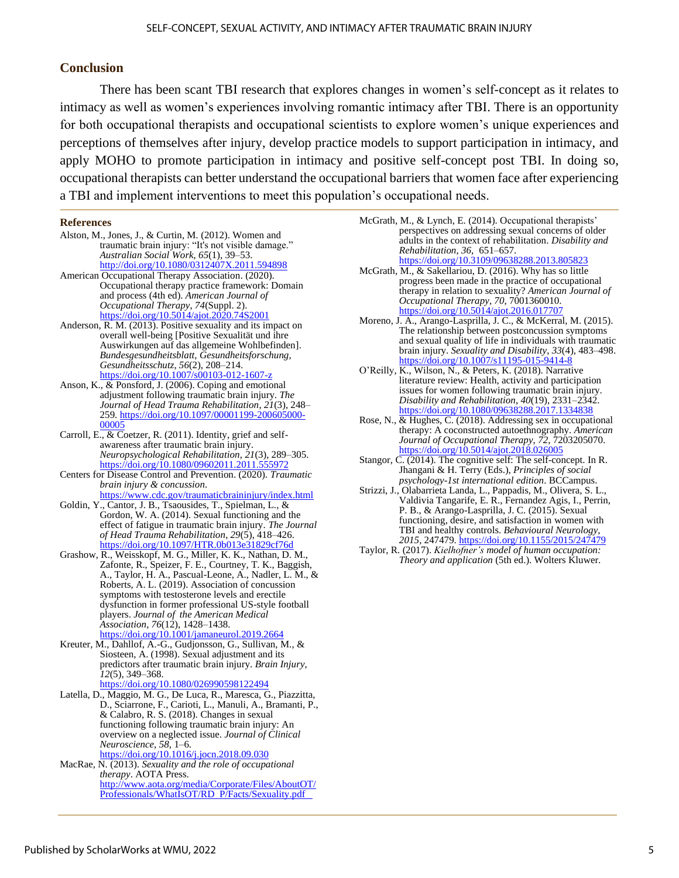## Conclusion

There has been scant TBI research that explores changes in women's self-concept as it relates to intimacy as well as women's experiences involving romantic intimacy after TBI. There is an opportunity for both occupational therapists and occupational scientists to explore women's unique experiences and perceptions of themselves after injury, develop practice models to support participation in intimacy, and apply MOHO to promote participation in intimacy and positive self-concept post TBI. In doing so, occupational therapists can better understand the occupational barriers that women face after experiencing a TBI and implement interventions to meet this population's occupational needs.

### References

Alston, M., Jones, J., & Curtin, M. (2012). Women and traumatic brain injury: "It's not visible damage." *Australian Social Work*, *65*(1), 39–53. http://doi.org/10.1080/0312407X.2011.594898

American Occupational Therapy Association. (2020). Occupational therapy practice framework: Domain and process (4th ed). *American Journal of Occupational Therapy*, *74*(Suppl. 2). https://doi.org/10.5014/ajot.2020.74S2001

Anderson, R. M. (2013). Positive sexuality and its impact on overall well-being [Positive Sexualität und ihre Auswirkungen auf das allgemeine Wohlbefinden]. *Bundesgesundheitsblatt, Gesundheitsforschung, Gesundheitsschutz*, *56*(2), 208–214. https://doi.org/10.1007/s00103-012-1607-z

Anson, K., & Ponsford, J. (2006). Coping and emotional adjustment following traumatic brain injury. *The Journal of Head Trauma Rehabilitation*, *21*(3), 248–259. https://doi.org/10.1097/00001199-200605000-00005

Carroll, E., & Coetzer, R. (2011). Identity, grief and self-awareness after traumatic brain injury. *Neuropsychological Rehabilitation*, *21*(3), 289–305. https://doi.org/10.1080/09602011.2011.555972

Centers for Disease Control and Prevention. (2020). *Traumatic brain injury & concussion*. https://www.cdc.gov/traumaticbraininjury/index.html

Goldin, Y., Cantor, J. B., Tsaousides, T., Spielman, L., & Gordon, W. A. (2014). Sexual functioning and the effect of fatigue in traumatic brain injury. *The Journal of Head Trauma Rehabilitation*, *29*(5), 418–426. https://doi.org/10.1097/HTR.0b013e31829cf76d

Grashow, R., Weisskopf, M. G., Miller, K. K., Nathan, D. M., Zafonte, R., Speizer, F. E., Courtney, T. K., Baggish, A., Taylor, H. A., Pascual-Leone, A., Nadler, L. M., & Roberts, A. L. (2019). Association of concussion symptoms with testosterone levels and erectile dysfunction in former professional US-style football players. *Journal of the American Medical Association*, *76*(12), 1428–1438. https://doi.org/10.1001/jamaneurol.2019.2664

Kreuter, M., Dahllof, A.-G., Gudjonsson, G., Sullivan, M., & Siosteen, A. (1998). Sexual adjustment and its predictors after traumatic brain injury. *Brain Injury*, *12*(5), 349–368. https://doi.org/10.1080/026990598122494

Latella, D., Maggio, M. G., De Luca, R., Maresca, G., Piazzitta, D., Sciarrone, F., Carioti, L., Manuli, A., Bramanti, P., & Calabro, R. S. (2018). Changes in sexual functioning following traumatic brain injury: An overview on a neglected issue. *Journal of Clinical Neuroscience*, *58*, 1–6. https://doi.org/10.1016/j.jocn.2018.09.030

MacRae, N. (2013). *Sexuality and the role of occupational therapy*. AOTA Press. http://www.aota.org/media/Corporate/Files/AboutOT/Professionals/WhatIsOT/RD_P/Facts/Sexuality.pdf

McGrath, M., & Lynch, E. (2014). Occupational therapists' perspectives on addressing sexual concerns of older adults in the context of rehabilitation. *Disability and Rehabilitation*, *36*, 651–657. https://doi.org/10.3109/09638288.2013.805823

McGrath, M., & Sakellariou, D. (2016). Why has so little progress been made in the practice of occupational therapy in relation to sexuality? *American Journal of Occupational Therapy*, *70*, 7001360010. https://doi.org/10.5014/ajot.2016.017707

Moreno, J. A., Arango-Lasprilla, J. C., & McKerral, M. (2015). The relationship between postconcussion symptoms and sexual quality of life in individuals with traumatic brain injury. *Sexuality and Disability*, *33*(4), 483–498. https://doi.org/10.1007/s11195-015-9414-8

O'Reilly, K., Wilson, N., & Peters, K. (2018). Narrative literature review: Health, activity and participation issues for women following traumatic brain injury. *Disability and Rehabilitation*, *40*(19), 2331–2342. https://doi.org/10.1080/09638288.2017.1334838

Rose, N., & Hughes, C. (2018). Addressing sex in occupational therapy: A coconstructed autoethnography. *American Journal of Occupational Therapy*, *72*, 7203205070. https://doi.org/10.5014/ajot.2018.026005

Stangor, C. (2014). The cognitive self: The self-concept. In R. Jhangani & H. Terry (Eds.), *Principles of social psychology-1st international edition*. BCCampus.

Strizzi, J., Olabarrieta Landa, L., Pappadis, M., Olivera, S. L., Valdivia Tangarife, E. R., Fernandez Agis, I., Perrin, P. B., & Arango-Lasprilla, J. C. (2015). Sexual functioning, desire, and satisfaction in women with TBI and healthy controls. *Behavioural Neurology*, *2015*, 247479. https://doi.org/10.1155/2015/247479

Taylor, R. (2017). *Kielhofner's model of human occupation: Theory and application* (5th ed.). Wolters Kluwer.